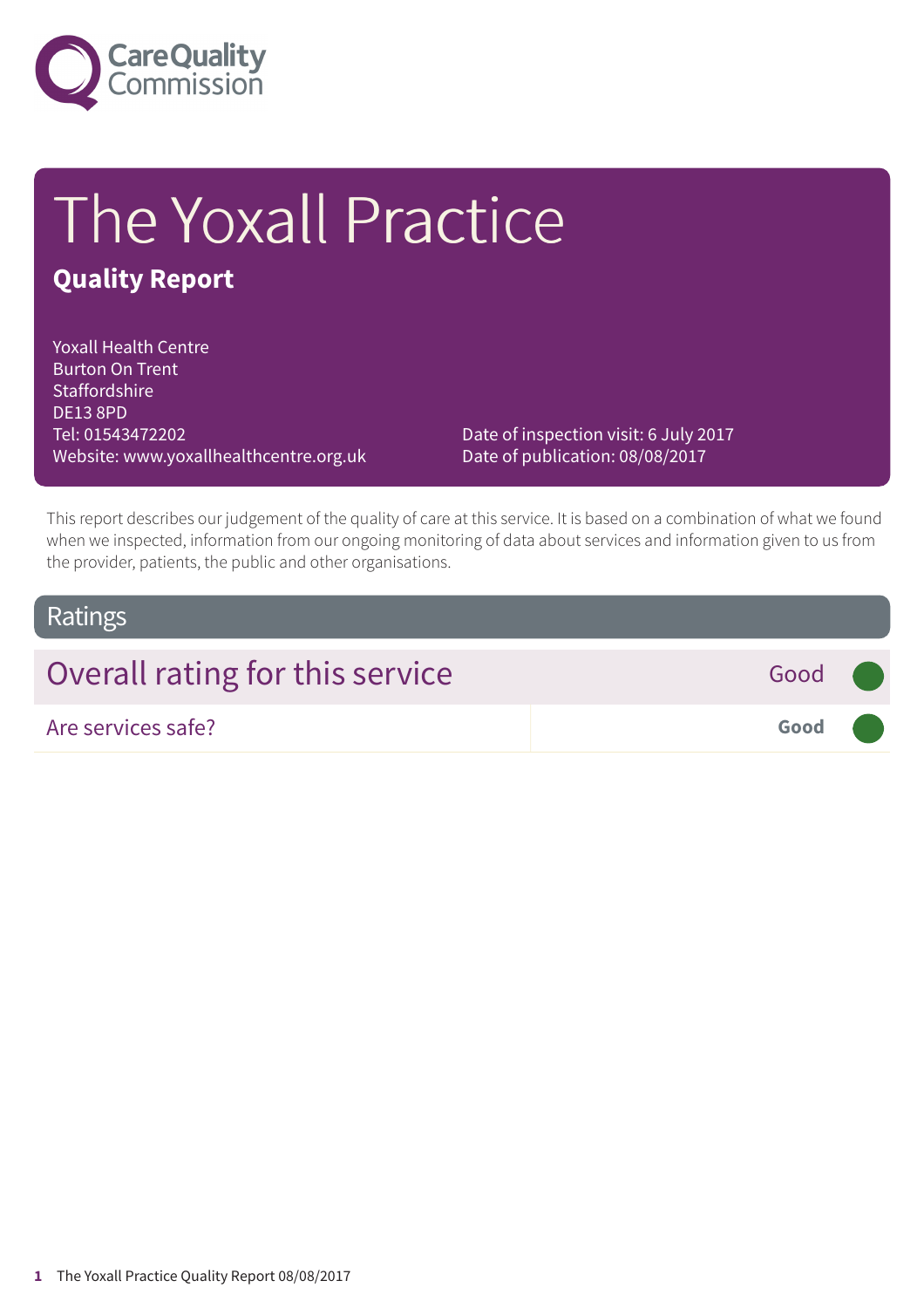Care Quality Commission

# The Yoxall Practice

## Quality Report

Yoxall Health Centre
Burton On Trent
Staffordshire
DE13 8PD
Tel: 01543472202
Website: www.yoxallhealthcentre.org.uk

Date of inspection visit: 6 July 2017
Date of publication: 08/08/2017

This report describes our judgement of the quality of care at this service. It is based on a combination of what we found when we inspected, information from our ongoing monitoring of data about services and information given to us from the provider, patients, the public and other organisations.

## Ratings

| Overall rating for this service | Good |
|---|---|
| Are services safe? | **Good** |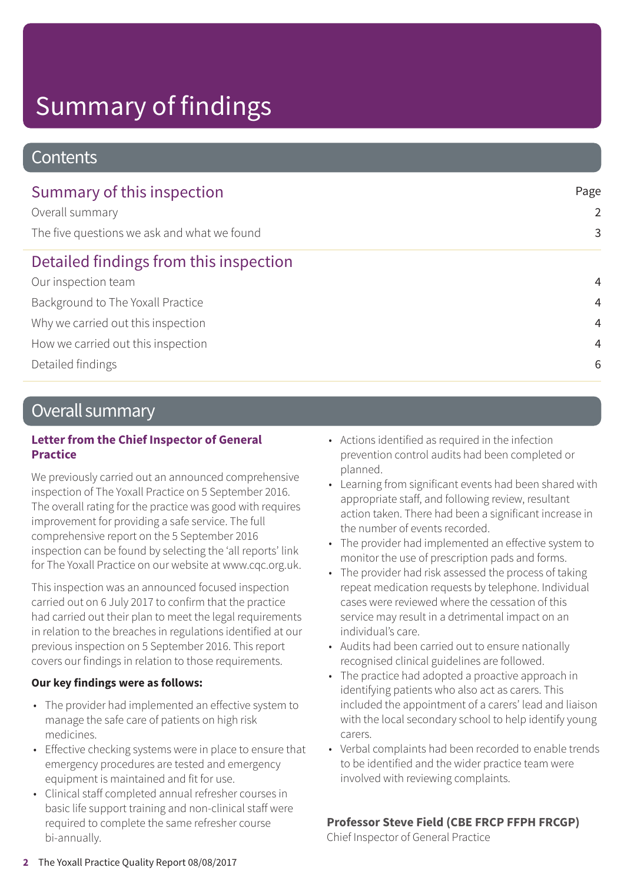# Summary of findings

## Contents

| Summary of this inspection | Page |
|---|---|
| Overall summary | 2 |
| The five questions we ask and what we found | 3 |
| **Detailed findings from this inspection** | |
| Our inspection team | 4 |
| Background to The Yoxall Practice | 4 |
| Why we carried out this inspection | 4 |
| How we carried out this inspection | 4 |
| Detailed findings | 6 |

## Overall summary

### Letter from the Chief Inspector of General Practice

We previously carried out an announced comprehensive inspection of The Yoxall Practice on 5 September 2016. The overall rating for the practice was good with requires improvement for providing a safe service. The full comprehensive report on the 5 September 2016 inspection can be found by selecting the 'all reports' link for The Yoxall Practice on our website at www.cqc.org.uk.

This inspection was an announced focused inspection carried out on 6 July 2017 to confirm that the practice had carried out their plan to meet the legal requirements in relation to the breaches in regulations identified at our previous inspection on 5 September 2016. This report covers our findings in relation to those requirements.

**Our key findings were as follows:**

- The provider had implemented an effective system to manage the safe care of patients on high risk medicines.
- Effective checking systems were in place to ensure that emergency procedures are tested and emergency equipment is maintained and fit for use.
- Clinical staff completed annual refresher courses in basic life support training and non-clinical staff were required to complete the same refresher course bi-annually.
- Actions identified as required in the infection prevention control audits had been completed or planned.
- Learning from significant events had been shared with appropriate staff, and following review, resultant action taken. There had been a significant increase in the number of events recorded.
- The provider had implemented an effective system to monitor the use of prescription pads and forms.
- The provider had risk assessed the process of taking repeat medication requests by telephone. Individual cases were reviewed where the cessation of this service may result in a detrimental impact on an individual's care.
- Audits had been carried out to ensure nationally recognised clinical guidelines are followed.
- The practice had adopted a proactive approach in identifying patients who also act as carers. This included the appointment of a carers' lead and liaison with the local secondary school to help identify young carers.
- Verbal complaints had been recorded to enable trends to be identified and the wider practice team were involved with reviewing complaints.

**Professor Steve Field (CBE FRCP FFPH FRCGP)**
Chief Inspector of General Practice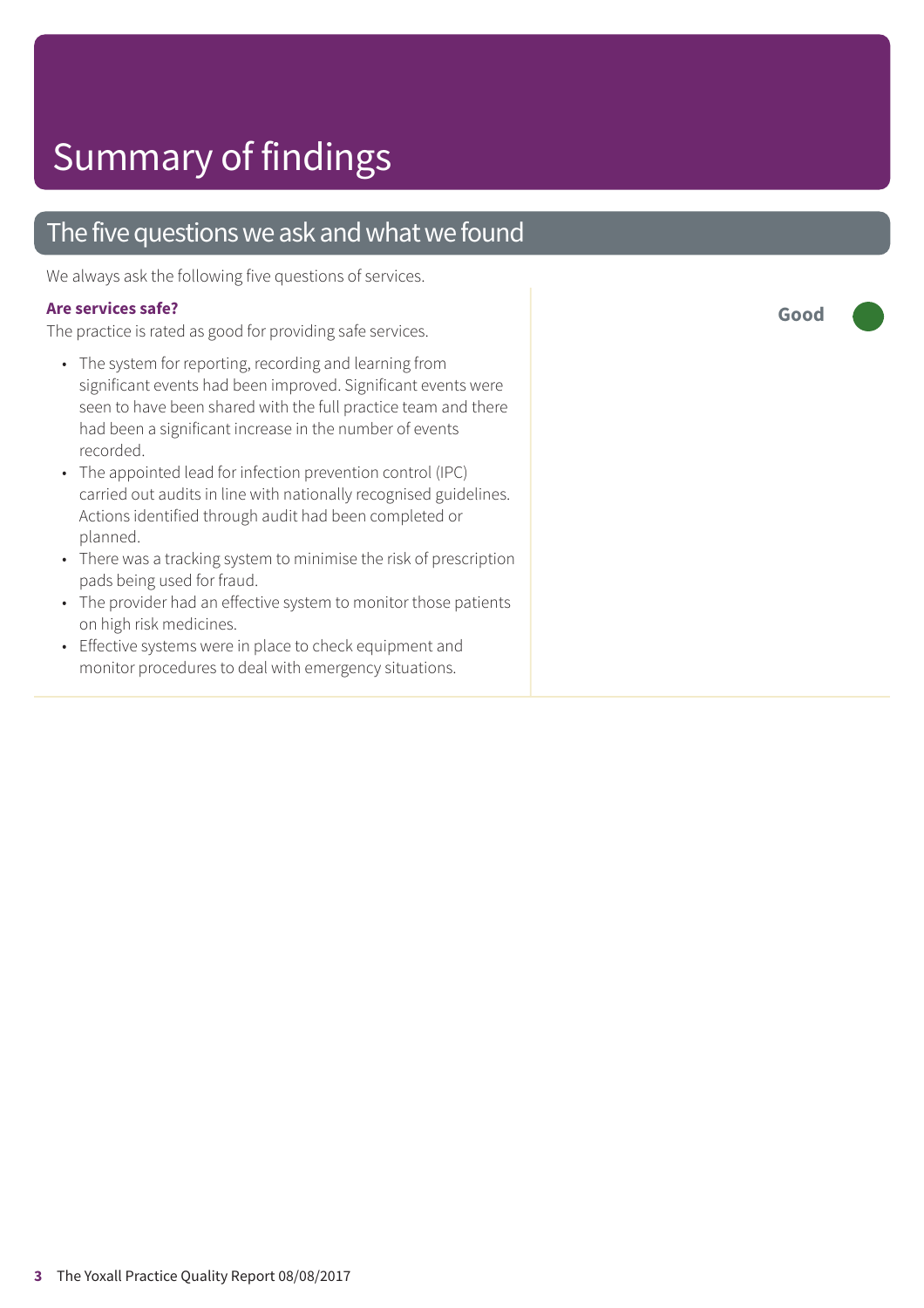# Summary of findings

## The five questions we ask and what we found

We always ask the following five questions of services.

**Are services safe?**

**Good**

The practice is rated as good for providing safe services.

- The system for reporting, recording and learning from significant events had been improved. Significant events were seen to have been shared with the full practice team and there had been a significant increase in the number of events recorded.
- The appointed lead for infection prevention control (IPC) carried out audits in line with nationally recognised guidelines. Actions identified through audit had been completed or planned.
- There was a tracking system to minimise the risk of prescription pads being used for fraud.
- The provider had an effective system to monitor those patients on high risk medicines.
- Effective systems were in place to check equipment and monitor procedures to deal with emergency situations.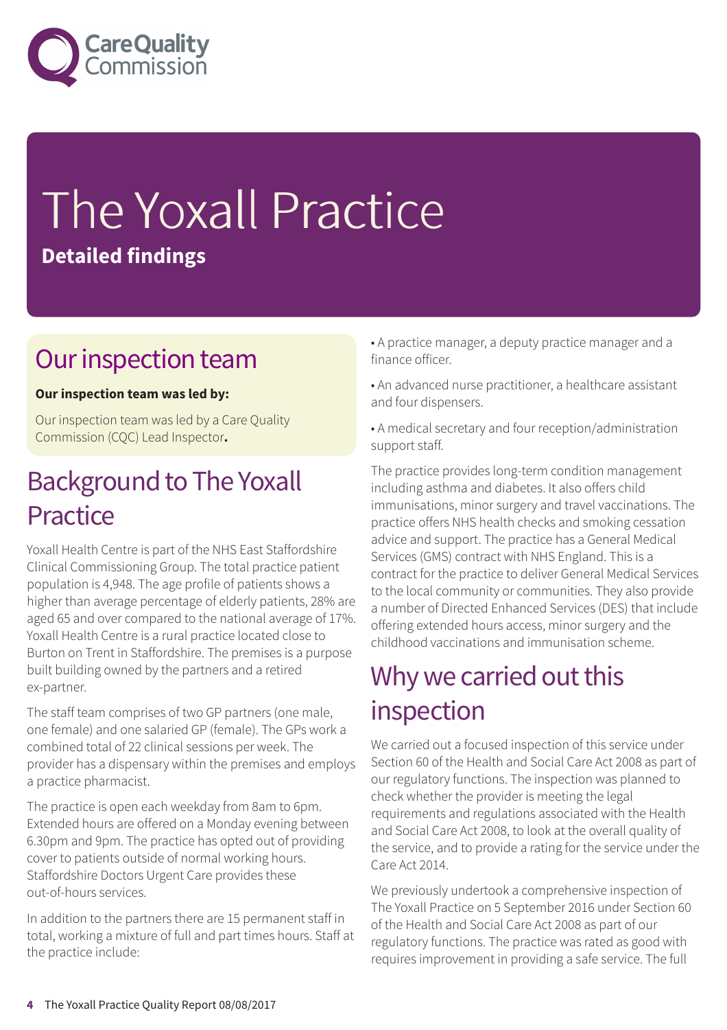# The Yoxall Practice

**Detailed findings**

## Our inspection team

**Our inspection team was led by:**

Our inspection team was led by a Care Quality Commission (CQC) Lead Inspector**.**

## Background to The Yoxall Practice

Yoxall Health Centre is part of the NHS East Staffordshire Clinical Commissioning Group. The total practice patient population is 4,948. The age profile of patients shows a higher than average percentage of elderly patients, 28% are aged 65 and over compared to the national average of 17%. Yoxall Health Centre is a rural practice located close to Burton on Trent in Staffordshire. The premises is a purpose built building owned by the partners and a retired ex-partner.

The staff team comprises of two GP partners (one male, one female) and one salaried GP (female). The GPs work a combined total of 22 clinical sessions per week. The provider has a dispensary within the premises and employs a practice pharmacist.

The practice is open each weekday from 8am to 6pm. Extended hours are offered on a Monday evening between 6.30pm and 9pm. The practice has opted out of providing cover to patients outside of normal working hours. Staffordshire Doctors Urgent Care provides these out-of-hours services.

In addition to the partners there are 15 permanent staff in total, working a mixture of full and part times hours. Staff at the practice include:

- A practice manager, a deputy practice manager and a finance officer.
- An advanced nurse practitioner, a healthcare assistant and four dispensers.
- A medical secretary and four reception/administration support staff.

The practice provides long-term condition management including asthma and diabetes. It also offers child immunisations, minor surgery and travel vaccinations. The practice offers NHS health checks and smoking cessation advice and support. The practice has a General Medical Services (GMS) contract with NHS England. This is a contract for the practice to deliver General Medical Services to the local community or communities. They also provide a number of Directed Enhanced Services (DES) that include offering extended hours access, minor surgery and the childhood vaccinations and immunisation scheme.

## Why we carried out this inspection

We carried out a focused inspection of this service under Section 60 of the Health and Social Care Act 2008 as part of our regulatory functions. The inspection was planned to check whether the provider is meeting the legal requirements and regulations associated with the Health and Social Care Act 2008, to look at the overall quality of the service, and to provide a rating for the service under the Care Act 2014.

We previously undertook a comprehensive inspection of The Yoxall Practice on 5 September 2016 under Section 60 of the Health and Social Care Act 2008 as part of our regulatory functions. The practice was rated as good with requires improvement in providing a safe service. The full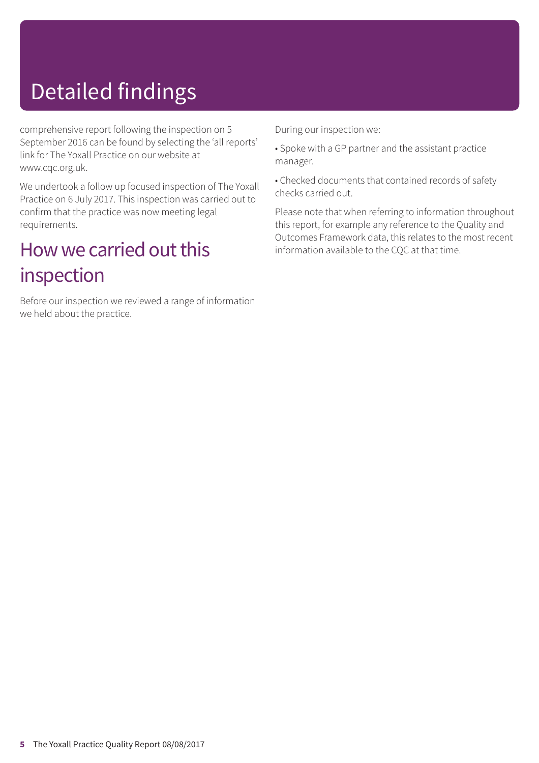# Detailed findings

comprehensive report following the inspection on 5 September 2016 can be found by selecting the 'all reports' link for The Yoxall Practice on our website at www.cqc.org.uk.

We undertook a follow up focused inspection of The Yoxall Practice on 6 July 2017. This inspection was carried out to confirm that the practice was now meeting legal requirements.

## How we carried out this inspection

Before our inspection we reviewed a range of information we held about the practice.

During our inspection we:

- Spoke with a GP partner and the assistant practice manager.
- Checked documents that contained records of safety checks carried out.

Please note that when referring to information throughout this report, for example any reference to the Quality and Outcomes Framework data, this relates to the most recent information available to the CQC at that time.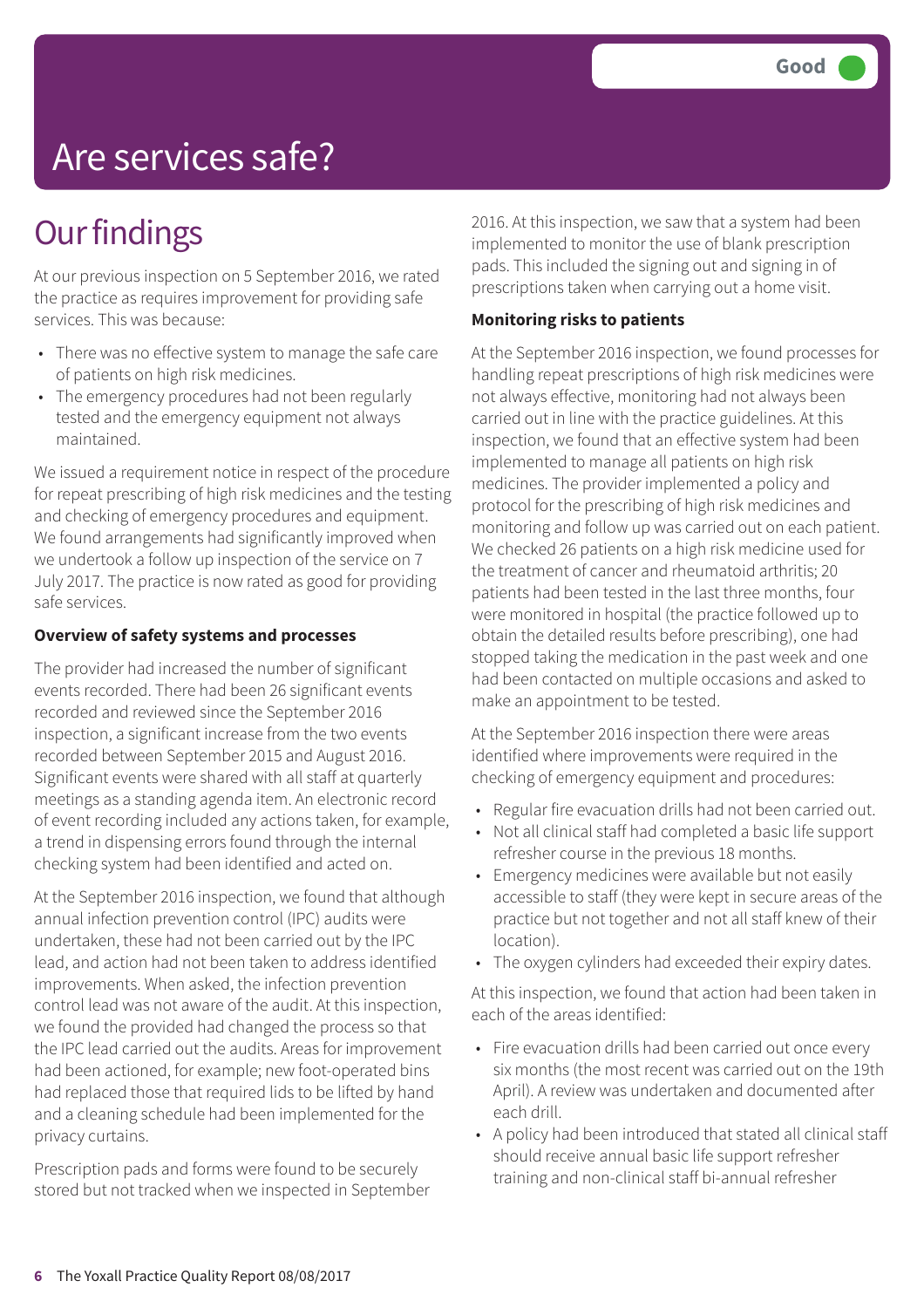Good

# Are services safe?

## Our findings

At our previous inspection on 5 September 2016, we rated the practice as requires improvement for providing safe services. This was because:

- There was no effective system to manage the safe care of patients on high risk medicines.
- The emergency procedures had not been regularly tested and the emergency equipment not always maintained.

We issued a requirement notice in respect of the procedure for repeat prescribing of high risk medicines and the testing and checking of emergency procedures and equipment. We found arrangements had significantly improved when we undertook a follow up inspection of the service on 7 July 2017. The practice is now rated as good for providing safe services.

**Overview of safety systems and processes**

The provider had increased the number of significant events recorded. There had been 26 significant events recorded and reviewed since the September 2016 inspection, a significant increase from the two events recorded between September 2015 and August 2016. Significant events were shared with all staff at quarterly meetings as a standing agenda item. An electronic record of event recording included any actions taken, for example, a trend in dispensing errors found through the internal checking system had been identified and acted on.

At the September 2016 inspection, we found that although annual infection prevention control (IPC) audits were undertaken, these had not been carried out by the IPC lead, and action had not been taken to address identified improvements. When asked, the infection prevention control lead was not aware of the audit. At this inspection, we found the provided had changed the process so that the IPC lead carried out the audits. Areas for improvement had been actioned, for example; new foot-operated bins had replaced those that required lids to be lifted by hand and a cleaning schedule had been implemented for the privacy curtains.

Prescription pads and forms were found to be securely stored but not tracked when we inspected in September 2016. At this inspection, we saw that a system had been implemented to monitor the use of blank prescription pads. This included the signing out and signing in of prescriptions taken when carrying out a home visit.

**Monitoring risks to patients**

At the September 2016 inspection, we found processes for handling repeat prescriptions of high risk medicines were not always effective, monitoring had not always been carried out in line with the practice guidelines. At this inspection, we found that an effective system had been implemented to manage all patients on high risk medicines. The provider implemented a policy and protocol for the prescribing of high risk medicines and monitoring and follow up was carried out on each patient. We checked 26 patients on a high risk medicine used for the treatment of cancer and rheumatoid arthritis; 20 patients had been tested in the last three months, four were monitored in hospital (the practice followed up to obtain the detailed results before prescribing), one had stopped taking the medication in the past week and one had been contacted on multiple occasions and asked to make an appointment to be tested.

At the September 2016 inspection there were areas identified where improvements were required in the checking of emergency equipment and procedures:

- Regular fire evacuation drills had not been carried out.
- Not all clinical staff had completed a basic life support refresher course in the previous 18 months.
- Emergency medicines were available but not easily accessible to staff (they were kept in secure areas of the practice but not together and not all staff knew of their location).
- The oxygen cylinders had exceeded their expiry dates.

At this inspection, we found that action had been taken in each of the areas identified:

- Fire evacuation drills had been carried out once every six months (the most recent was carried out on the 19th April). A review was undertaken and documented after each drill.
- A policy had been introduced that stated all clinical staff should receive annual basic life support refresher training and non-clinical staff bi-annual refresher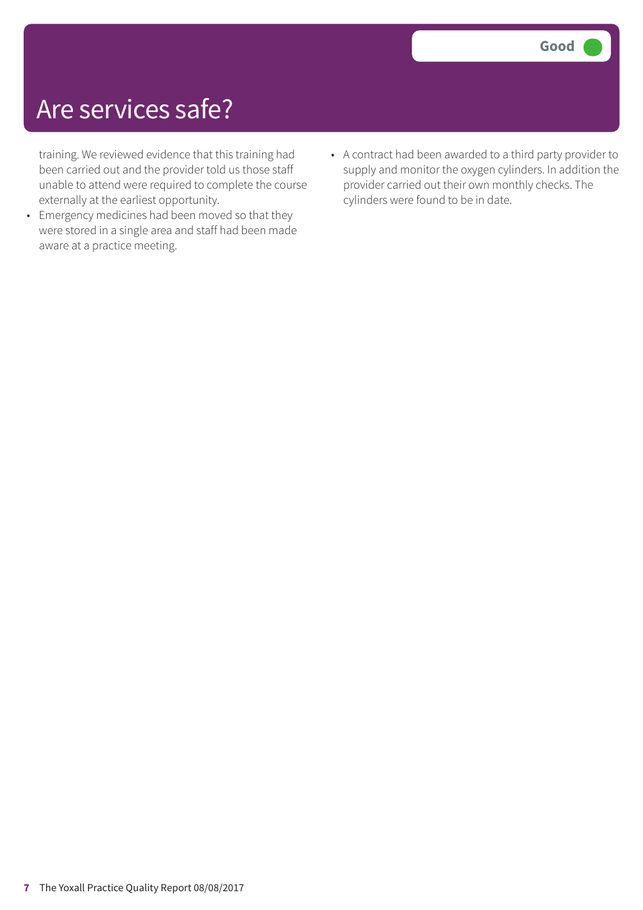# Are services safe?

Good

training. We reviewed evidence that this training had been carried out and the provider told us those staff unable to attend were required to complete the course externally at the earliest opportunity.

- Emergency medicines had been moved so that they were stored in a single area and staff had been made aware at a practice meeting.
- A contract had been awarded to a third party provider to supply and monitor the oxygen cylinders. In addition the provider carried out their own monthly checks. The cylinders were found to be in date.